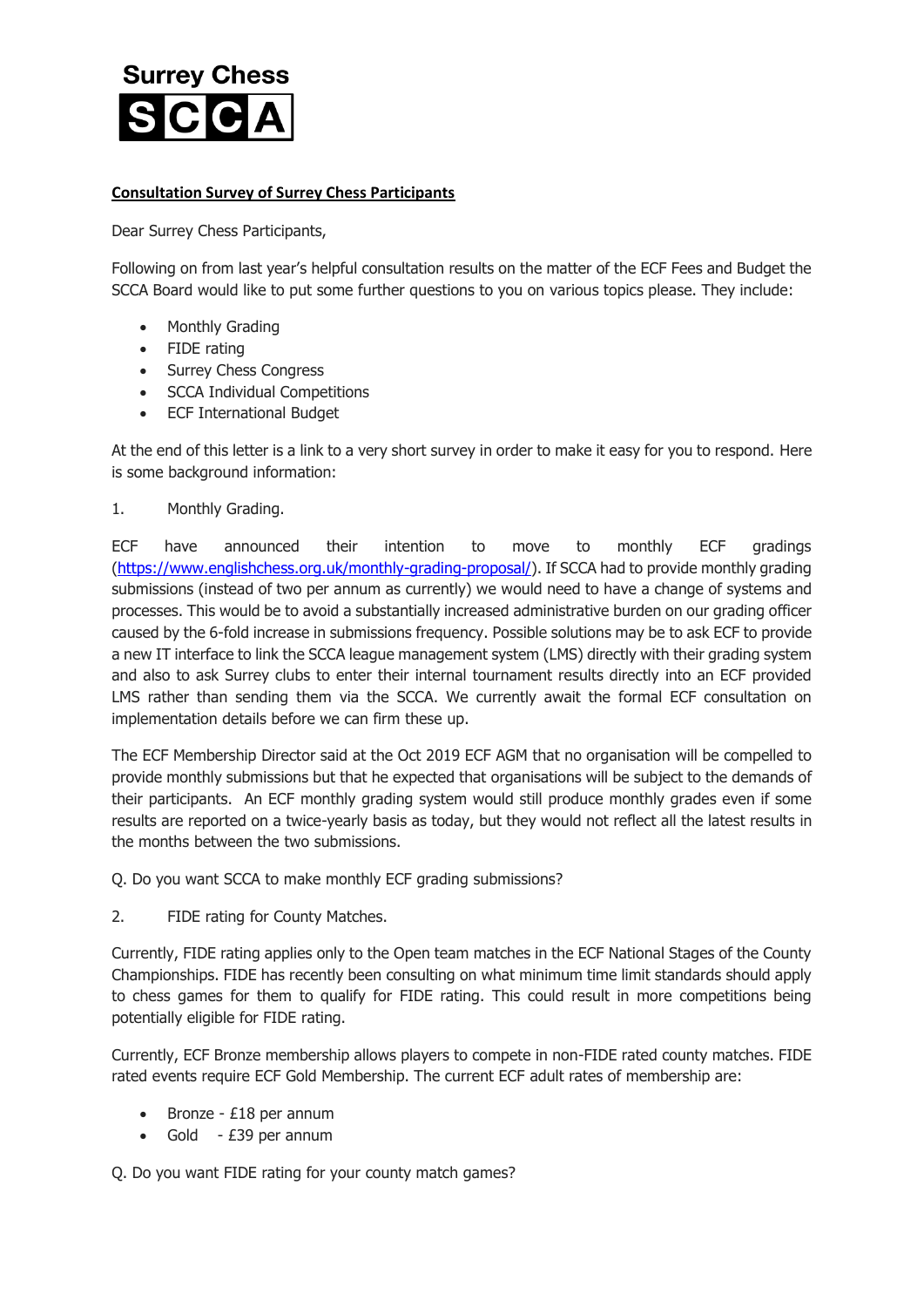Surrey Chess

SCCA

**Consultation Survey of Surrey Chess Participants**

Dear Surrey Chess Participants,

Following on from last year's helpful consultation results on the matter of the ECF Fees and Budget the SCCA Board would like to put some further questions to you on various topics please. They include:

- Monthly Grading
- FIDE rating
- Surrey Chess Congress
- SCCA Individual Competitions
- ECF International Budget

At the end of this letter is a link to a very short survey in order to make it easy for you to respond. Here is some background information:

1. Monthly Grading.

ECF have announced their intention to move to monthly ECF gradings (https://www.englishchess.org.uk/monthly-grading-proposal/). If SCCA had to provide monthly grading submissions (instead of two per annum as currently) we would need to have a change of systems and processes. This would be to avoid a substantially increased administrative burden on our grading officer caused by the 6-fold increase in submissions frequency. Possible solutions may be to ask ECF to provide a new IT interface to link the SCCA league management system (LMS) directly with their grading system and also to ask Surrey clubs to enter their internal tournament results directly into an ECF provided LMS rather than sending them via the SCCA. We currently await the formal ECF consultation on implementation details before we can firm these up.

The ECF Membership Director said at the Oct 2019 ECF AGM that no organisation will be compelled to provide monthly submissions but that he expected that organisations will be subject to the demands of their participants. An ECF monthly grading system would still produce monthly grades even if some results are reported on a twice-yearly basis as today, but they would not reflect all the latest results in the months between the two submissions.

Q. Do you want SCCA to make monthly ECF grading submissions?

2. FIDE rating for County Matches.

Currently, FIDE rating applies only to the Open team matches in the ECF National Stages of the County Championships. FIDE has recently been consulting on what minimum time limit standards should apply to chess games for them to qualify for FIDE rating. This could result in more competitions being potentially eligible for FIDE rating.

Currently, ECF Bronze membership allows players to compete in non-FIDE rated county matches. FIDE rated events require ECF Gold Membership. The current ECF adult rates of membership are:

- Bronze - £18 per annum
- Gold - £39 per annum

Q. Do you want FIDE rating for your county match games?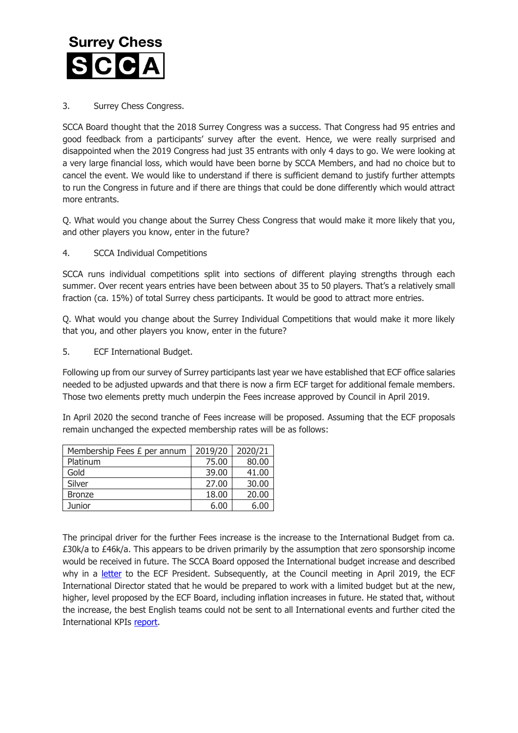Surrey Chess

SCCA

3. Surrey Chess Congress.

SCCA Board thought that the 2018 Surrey Congress was a success. That Congress had 95 entries and good feedback from a participants' survey after the event. Hence, we were really surprised and disappointed when the 2019 Congress had just 35 entrants with only 4 days to go. We were looking at a very large financial loss, which would have been borne by SCCA Members, and had no choice but to cancel the event. We would like to understand if there is sufficient demand to justify further attempts to run the Congress in future and if there are things that could be done differently which would attract more entrants.

Q. What would you change about the Surrey Chess Congress that would make it more likely that you, and other players you know, enter in the future?

4. SCCA Individual Competitions

SCCA runs individual competitions split into sections of different playing strengths through each summer. Over recent years entries have been between about 35 to 50 players. That's a relatively small fraction (ca. 15%) of total Surrey chess participants. It would be good to attract more entries.

Q. What would you change about the Surrey Individual Competitions that would make it more likely that you, and other players you know, enter in the future?

5. ECF International Budget.

Following up from our survey of Surrey participants last year we have established that ECF office salaries needed to be adjusted upwards and that there is now a firm ECF target for additional female members. Those two elements pretty much underpin the Fees increase approved by Council in April 2019.

In April 2020 the second tranche of Fees increase will be proposed. Assuming that the ECF proposals remain unchanged the expected membership rates will be as follows:

| Membership Fees £ per annum | 2019/20 | 2020/21 |
|---|---|---|
| Platinum | 75.00 | 80.00 |
| Gold | 39.00 | 41.00 |
| Silver | 27.00 | 30.00 |
| Bronze | 18.00 | 20.00 |
| Junior | 6.00 | 6.00 |

The principal driver for the further Fees increase is the increase to the International Budget from ca. £30k/a to £46k/a. This appears to be driven primarily by the assumption that zero sponsorship income would be received in future. The SCCA Board opposed the International budget increase and described why in a letter to the ECF President. Subsequently, at the Council meeting in April 2019, the ECF International Director stated that he would be prepared to work with a limited budget but at the new, higher, level proposed by the ECF Board, including inflation increases in future. He stated that, without the increase, the best English teams could not be sent to all International events and further cited the International KPIs report.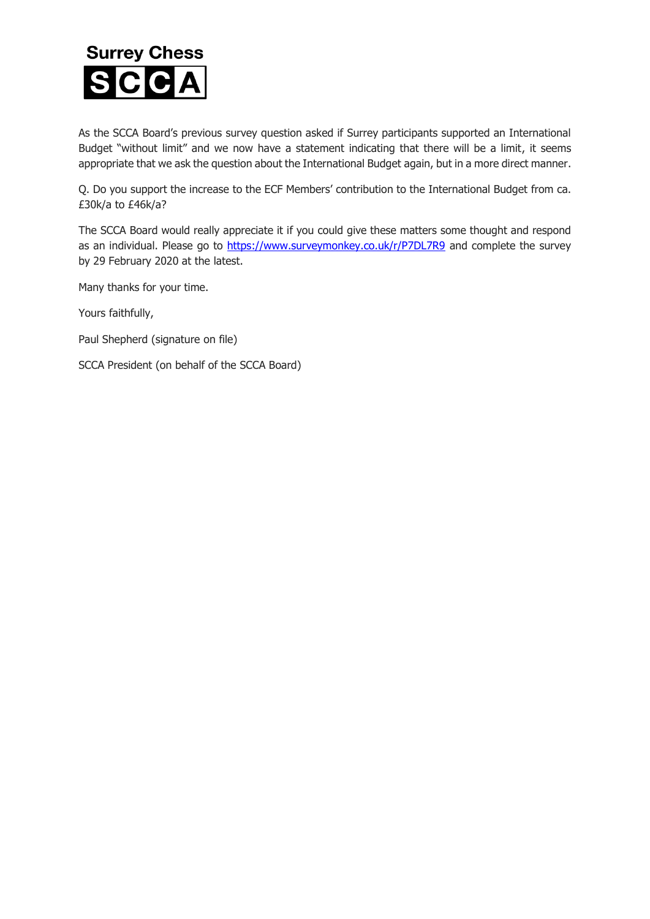As the SCCA Board's previous survey question asked if Surrey participants supported an International Budget "without limit" and we now have a statement indicating that there will be a limit, it seems appropriate that we ask the question about the International Budget again, but in a more direct manner.

Q. Do you support the increase to the ECF Members' contribution to the International Budget from ca. £30k/a to £46k/a?

The SCCA Board would really appreciate it if you could give these matters some thought and respond as an individual. Please go to https://www.surveymonkey.co.uk/r/P7DL7R9 and complete the survey by 29 February 2020 at the latest.

Many thanks for your time.

Yours faithfully,

Paul Shepherd (signature on file)

SCCA President (on behalf of the SCCA Board)